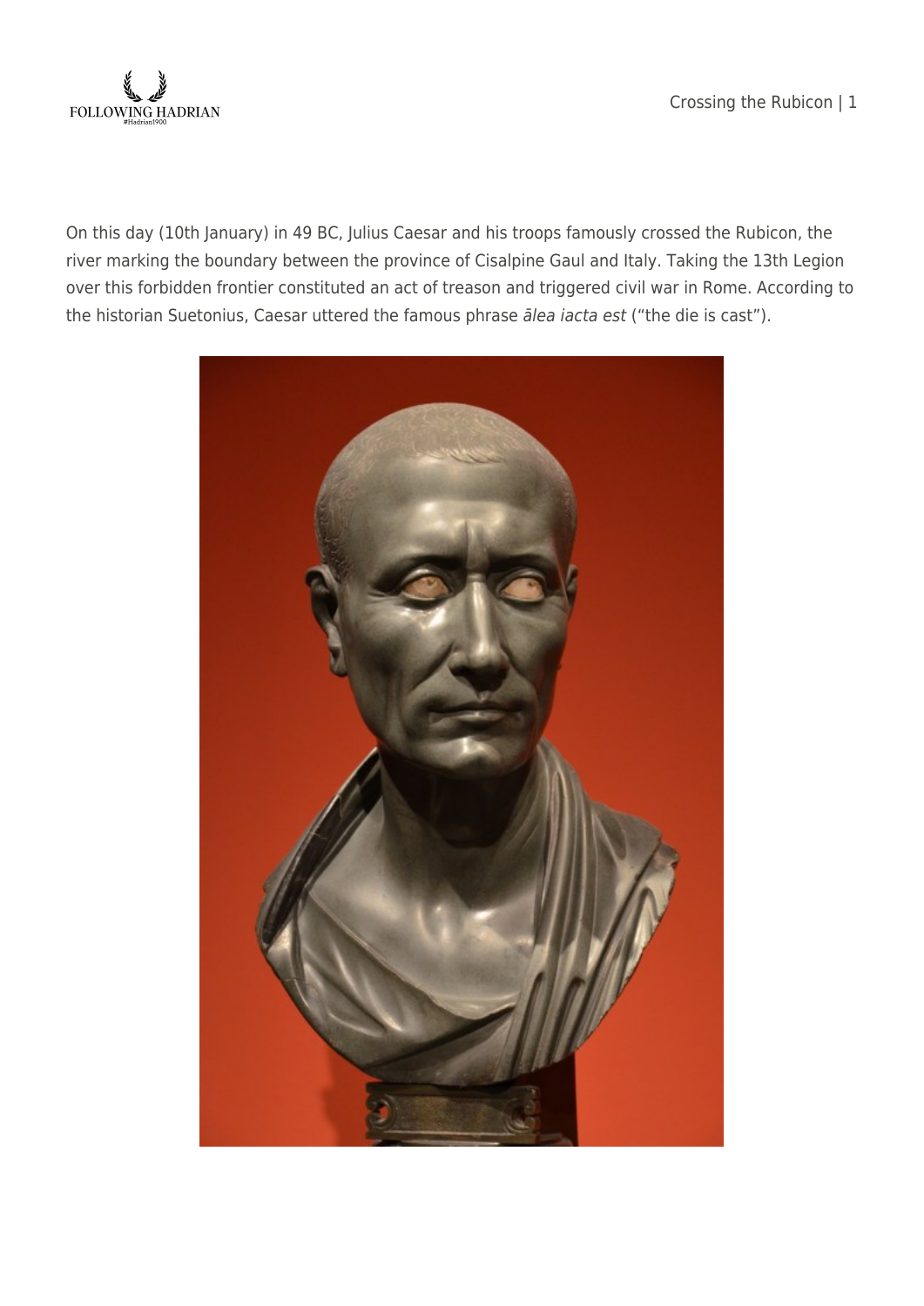On this day (10th January) in 49 BC, Julius Caesar and his troops famously crossed the Rubicon, the river marking the boundary between the province of Cisalpine Gaul and Italy. Taking the 13th Legion over this forbidden frontier constituted an act of treason and triggered civil war in Rome. According to the historian Suetonius, Caesar uttered the famous phrase *ālea iacta est* ("the die is cast").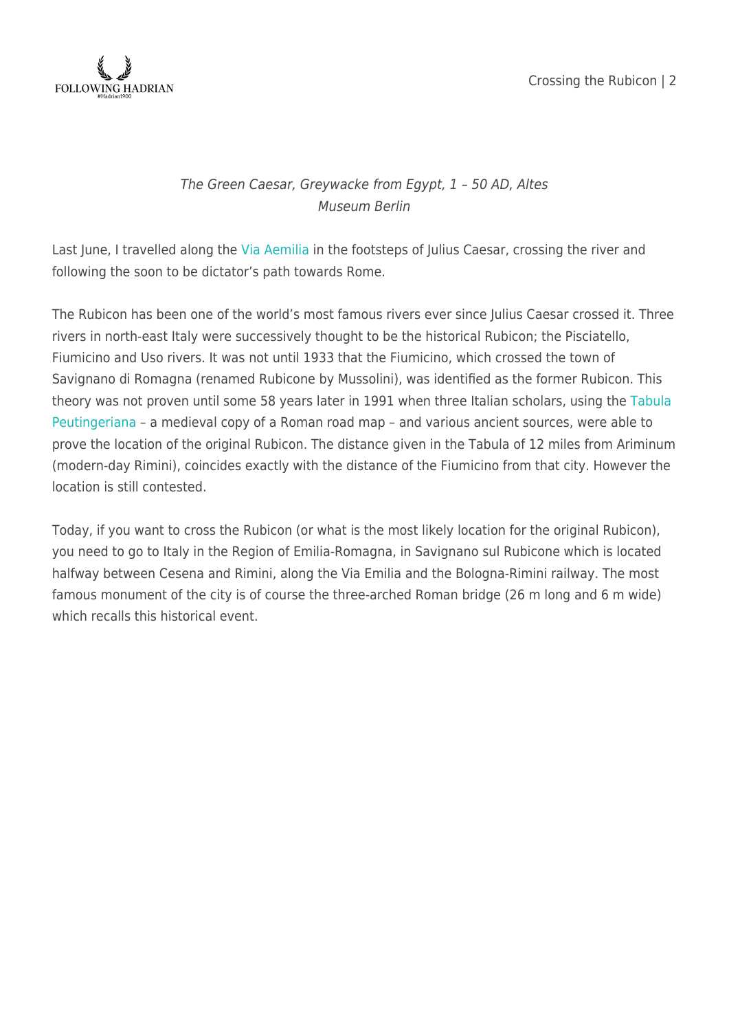*The Green Caesar, Greywacke from Egypt, 1 – 50 AD, Altes Museum Berlin*

Last June, I travelled along the Via Aemilia in the footsteps of Julius Caesar, crossing the river and following the soon to be dictator's path towards Rome.

The Rubicon has been one of the world's most famous rivers ever since Julius Caesar crossed it. Three rivers in north-east Italy were successively thought to be the historical Rubicon; the Pisciatello, Fiumicino and Uso rivers. It was not until 1933 that the Fiumicino, which crossed the town of Savignano di Romagna (renamed Rubicone by Mussolini), was identified as the former Rubicon. This theory was not proven until some 58 years later in 1991 when three Italian scholars, using the Tabula Peutingeriana – a medieval copy of a Roman road map – and various ancient sources, were able to prove the location of the original Rubicon. The distance given in the Tabula of 12 miles from Ariminum (modern-day Rimini), coincides exactly with the distance of the Fiumicino from that city. However the location is still contested.

Today, if you want to cross the Rubicon (or what is the most likely location for the original Rubicon), you need to go to Italy in the Region of Emilia-Romagna, in Savignano sul Rubicone which is located halfway between Cesena and Rimini, along the Via Emilia and the Bologna-Rimini railway. The most famous monument of the city is of course the three-arched Roman bridge (26 m long and 6 m wide) which recalls this historical event.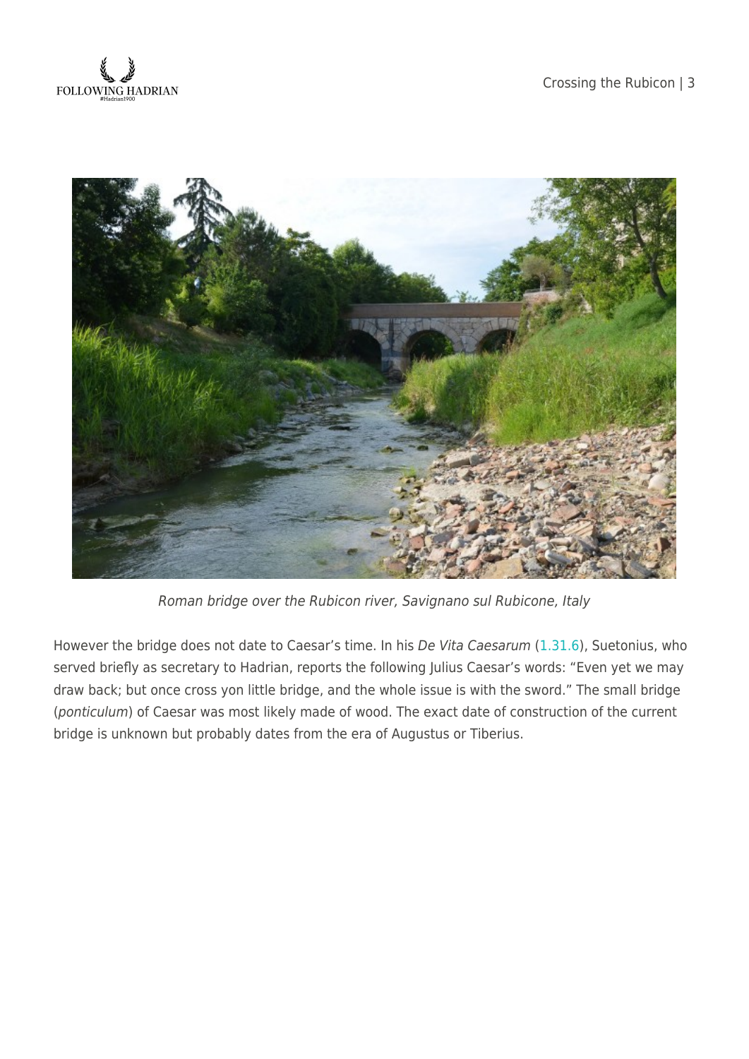*Roman bridge over the Rubicon river, Savignano sul Rubicone, Italy*

However the bridge does not date to Caesar's time. In his *De Vita Caesarum* (1.31.6), Suetonius, who served briefly as secretary to Hadrian, reports the following Julius Caesar's words: "Even yet we may draw back; but once cross yon little bridge, and the whole issue is with the sword." The small bridge (*ponticulum*) of Caesar was most likely made of wood. The exact date of construction of the current bridge is unknown but probably dates from the era of Augustus or Tiberius.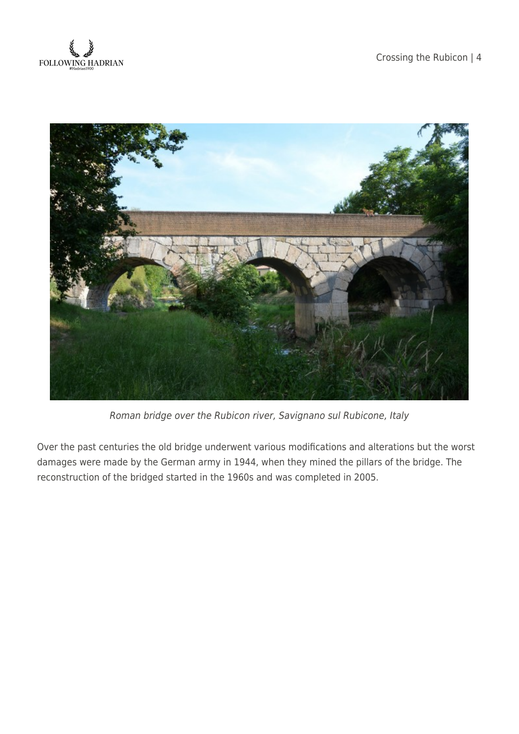*Roman bridge over the Rubicon river, Savignano sul Rubicone, Italy*

Over the past centuries the old bridge underwent various modifications and alterations but the worst damages were made by the German army in 1944, when they mined the pillars of the bridge. The reconstruction of the bridged started in the 1960s and was completed in 2005.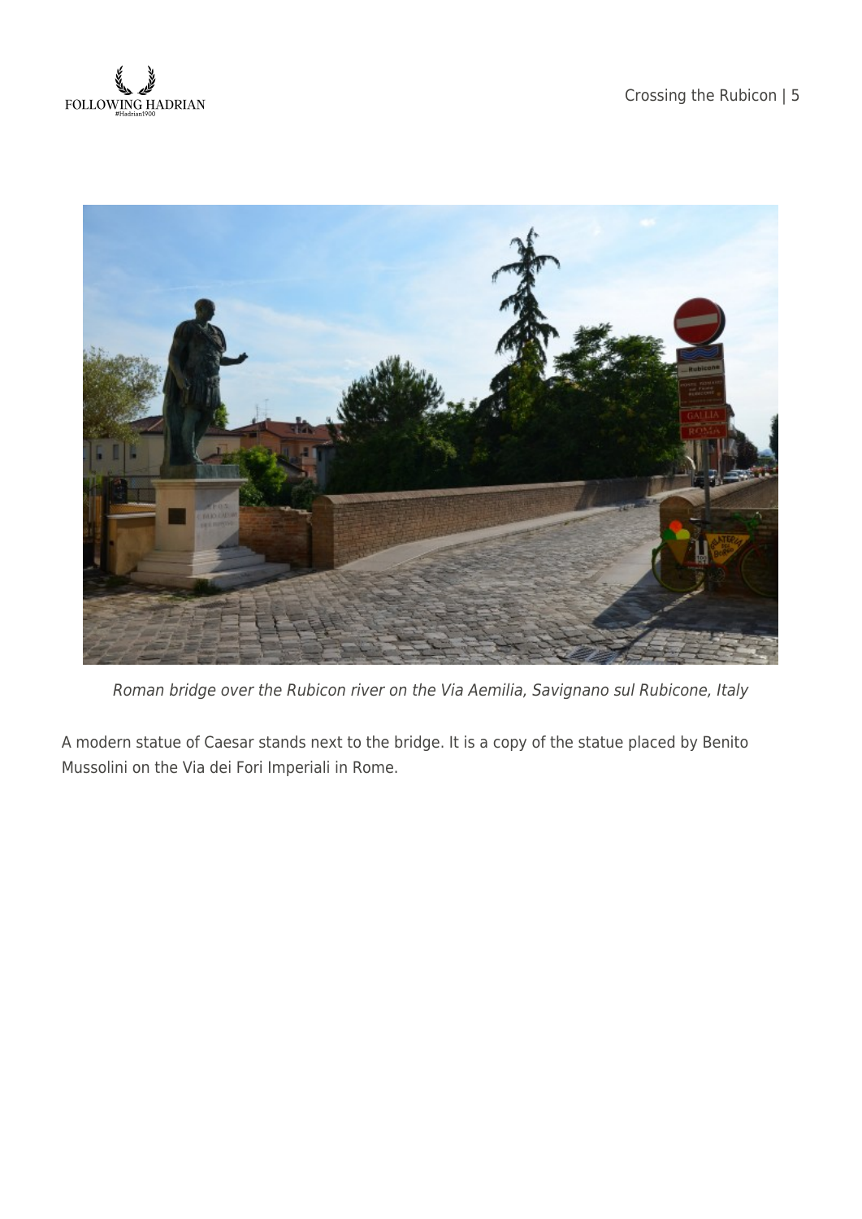*Roman bridge over the Rubicon river on the Via Aemilia, Savignano sul Rubicone, Italy*

A modern statue of Caesar stands next to the bridge. It is a copy of the statue placed by Benito Mussolini on the Via dei Fori Imperiali in Rome.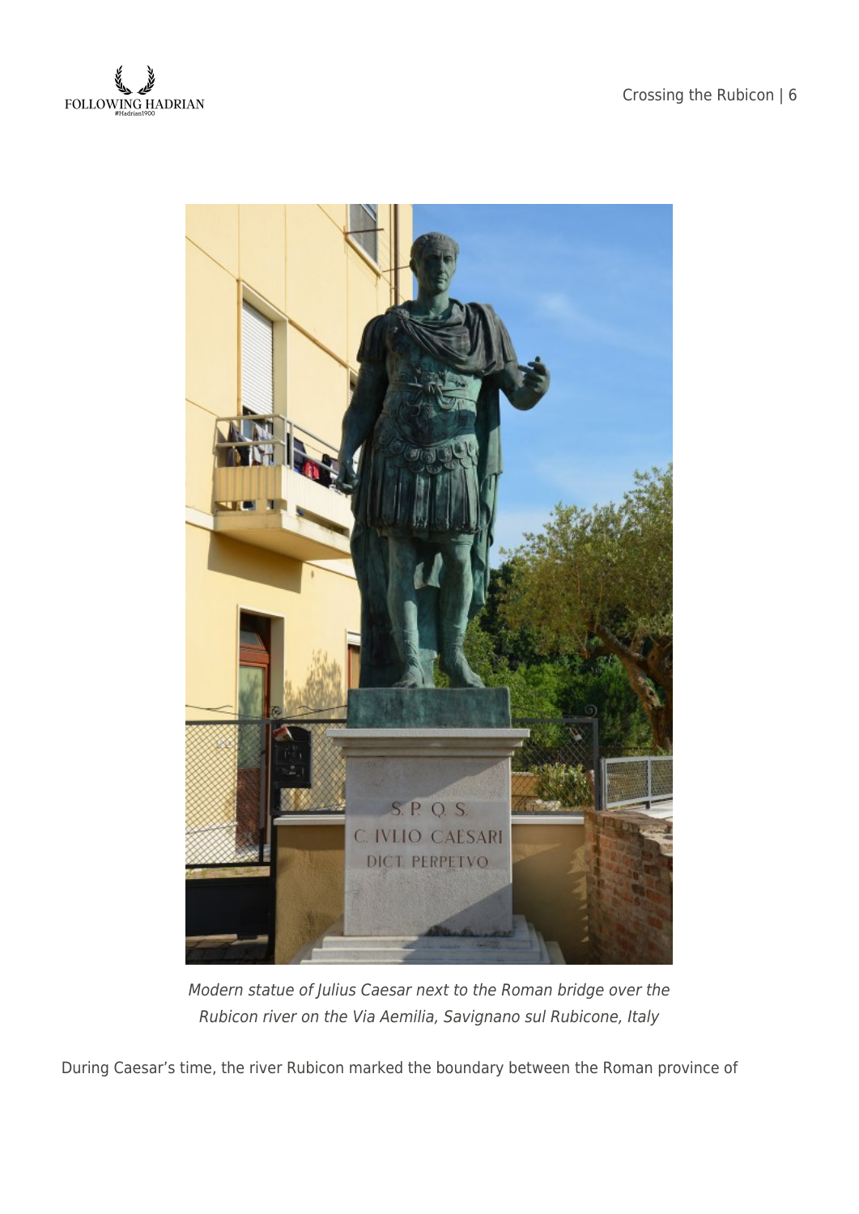*Modern statue of Julius Caesar next to the Roman bridge over the Rubicon river on the Via Aemilia, Savignano sul Rubicone, Italy*

During Caesar's time, the river Rubicon marked the boundary between the Roman province of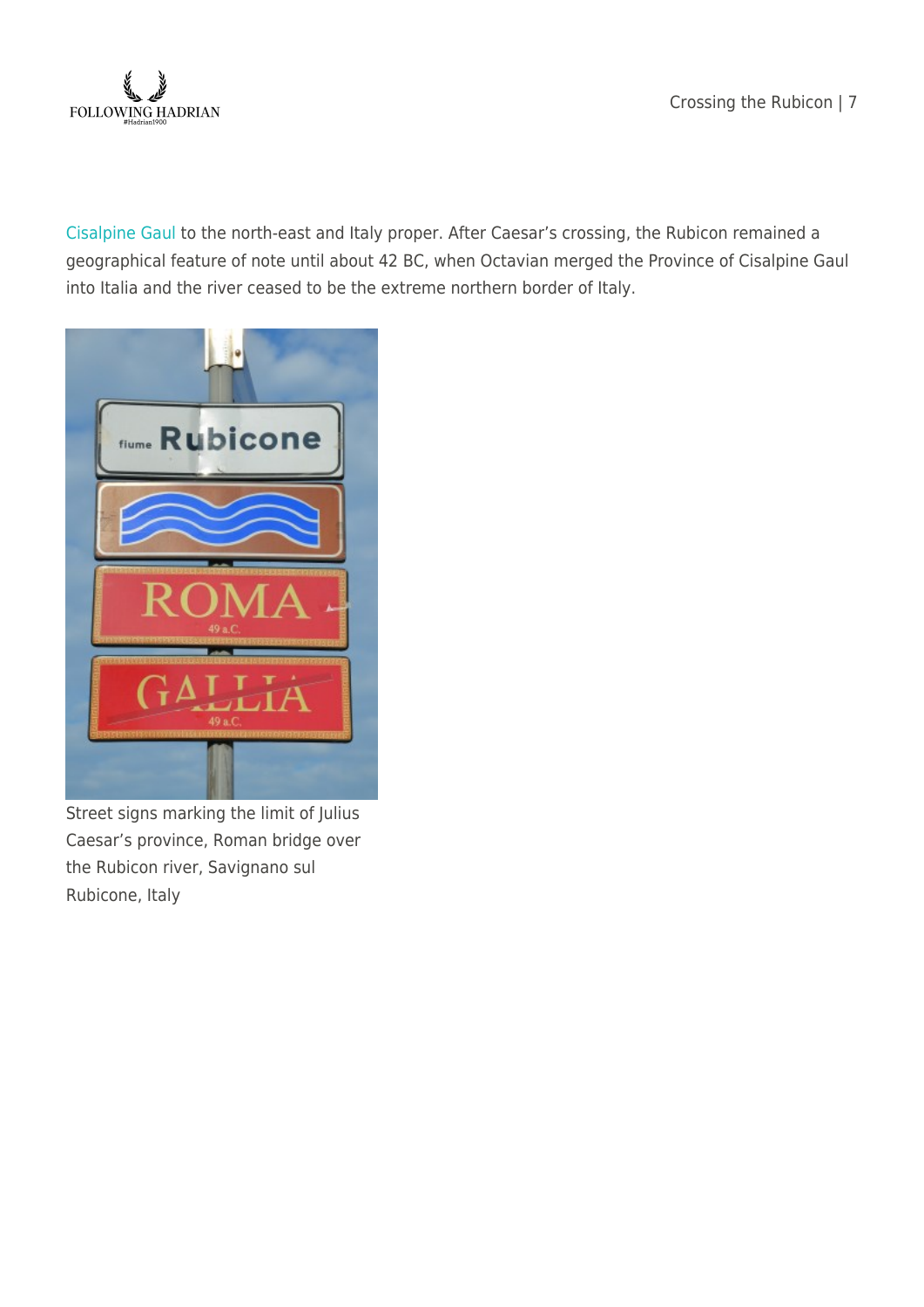Cisalpine Gaul to the north-east and Italy proper. After Caesar's crossing, the Rubicon remained a geographical feature of note until about 42 BC, when Octavian merged the Province of Cisalpine Gaul into Italia and the river ceased to be the extreme northern border of Italy.

Street signs marking the limit of Julius Caesar's province, Roman bridge over the Rubicon river, Savignano sul Rubicone, Italy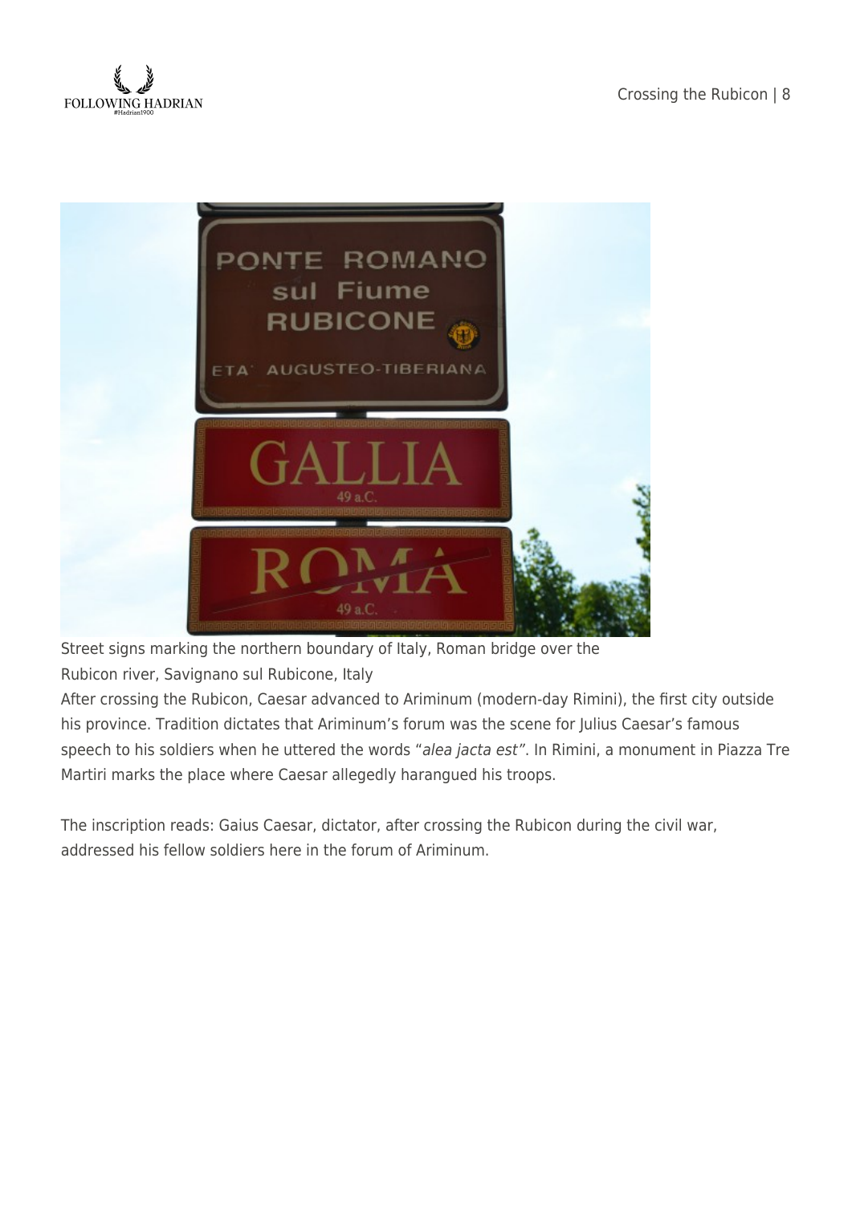Street signs marking the northern boundary of Italy, Roman bridge over the Rubicon river, Savignano sul Rubicone, Italy

After crossing the Rubicon, Caesar advanced to Ariminum (modern-day Rimini), the first city outside his province. Tradition dictates that Ariminum's forum was the scene for Julius Caesar's famous speech to his soldiers when he uttered the words "*alea jacta est*". In Rimini, a monument in Piazza Tre Martiri marks the place where Caesar allegedly harangued his troops.

The inscription reads: Gaius Caesar, dictator, after crossing the Rubicon during the civil war, addressed his fellow soldiers here in the forum of Ariminum.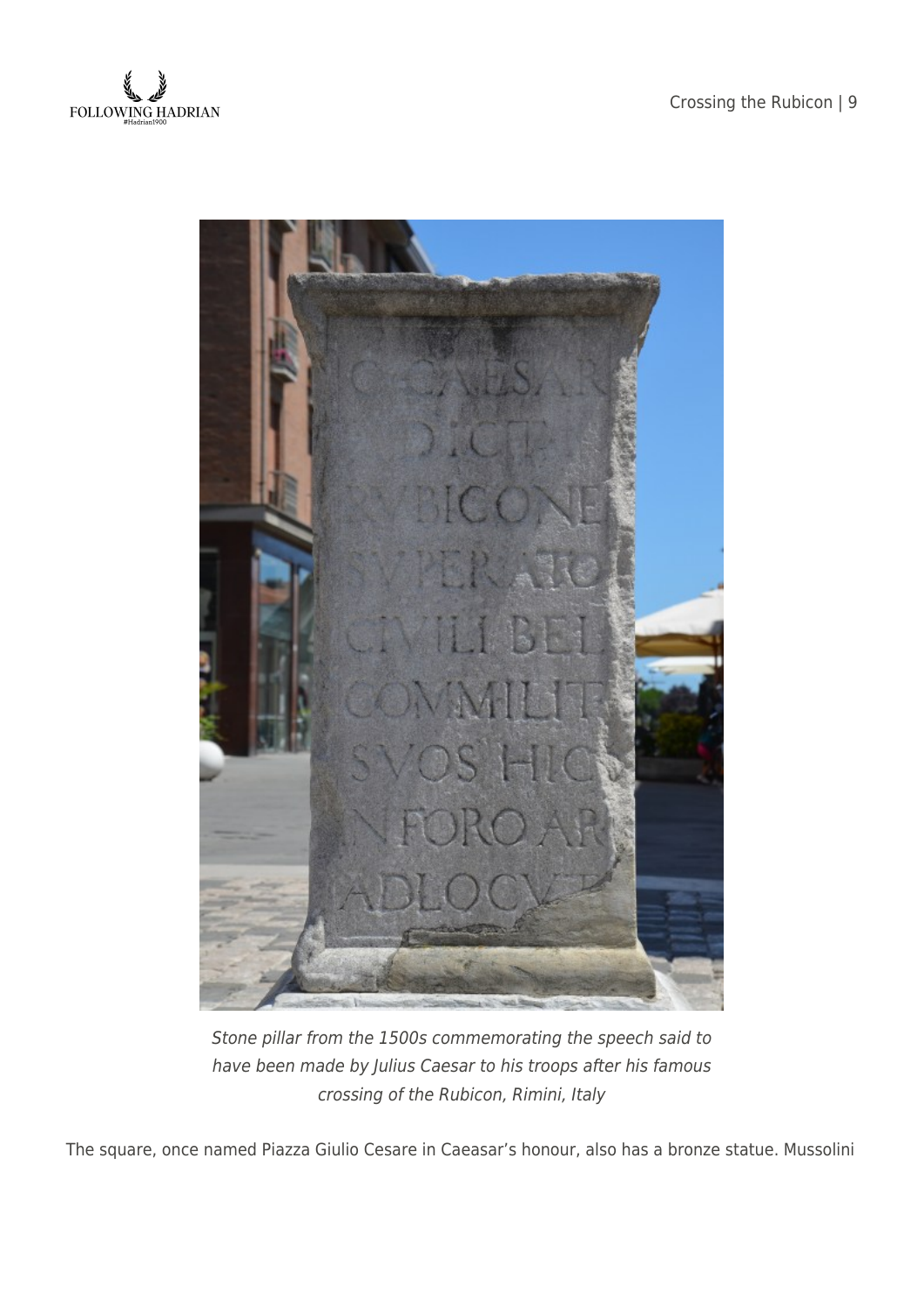*Stone pillar from the 1500s commemorating the speech said to have been made by Julius Caesar to his troops after his famous crossing of the Rubicon, Rimini, Italy*

The square, once named Piazza Giulio Cesare in Caeasar's honour, also has a bronze statue. Mussolini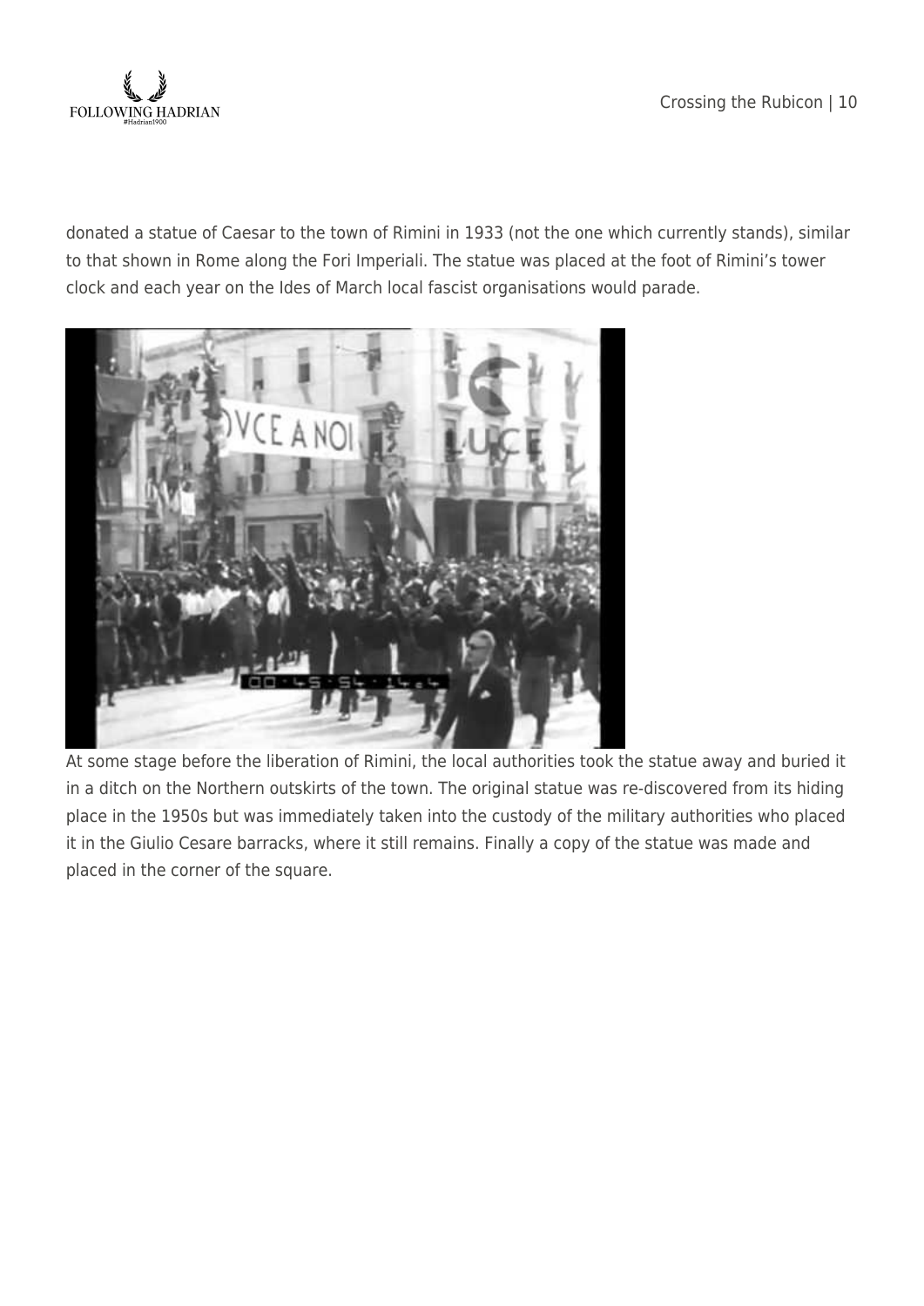donated a statue of Caesar to the town of Rimini in 1933 (not the one which currently stands), similar to that shown in Rome along the Fori Imperiali. The statue was placed at the foot of Rimini's tower clock and each year on the Ides of March local fascist organisations would parade.

At some stage before the liberation of Rimini, the local authorities took the statue away and buried it in a ditch on the Northern outskirts of the town. The original statue was re-discovered from its hiding place in the 1950s but was immediately taken into the custody of the military authorities who placed it in the Giulio Cesare barracks, where it still remains. Finally a copy of the statue was made and placed in the corner of the square.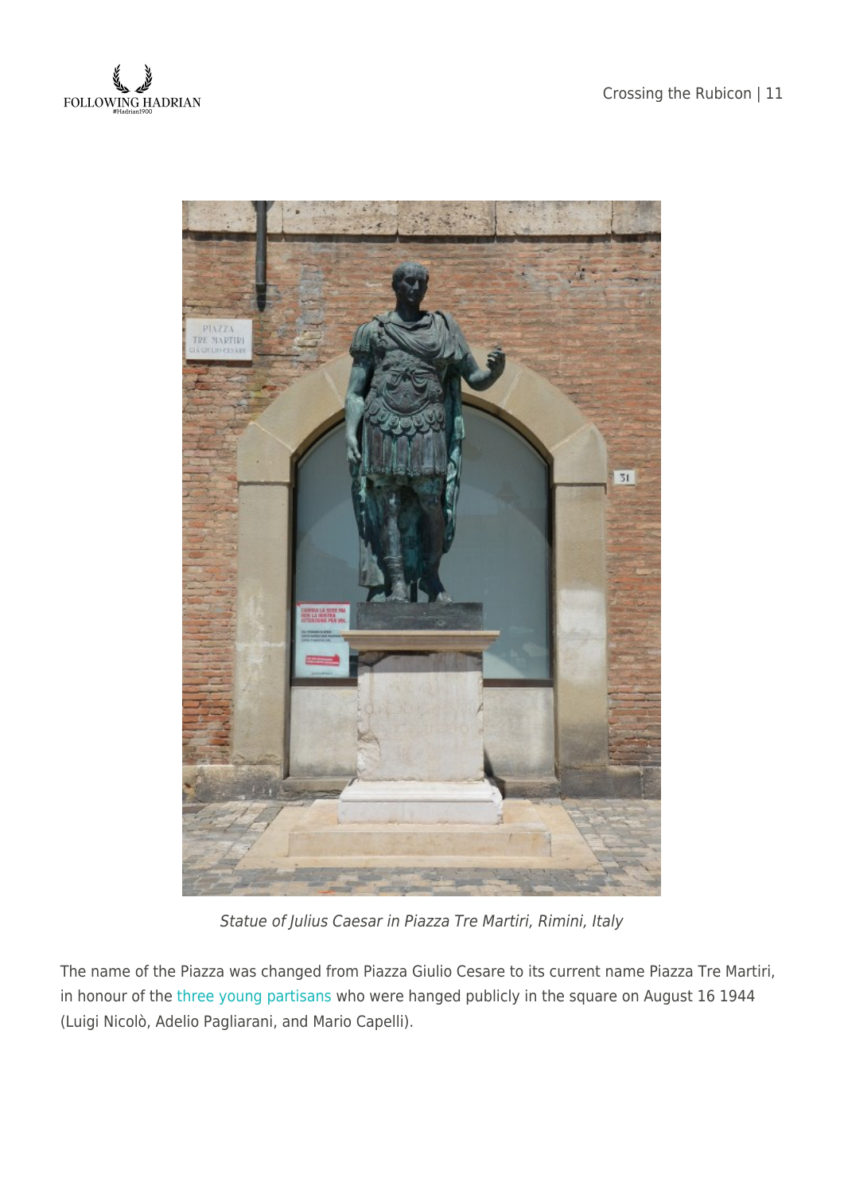*Statue of Julius Caesar in Piazza Tre Martiri, Rimini, Italy*

The name of the Piazza was changed from Piazza Giulio Cesare to its current name Piazza Tre Martiri, in honour of the three young partisans who were hanged publicly in the square on August 16 1944 (Luigi Nicolò, Adelio Pagliarani, and Mario Capelli).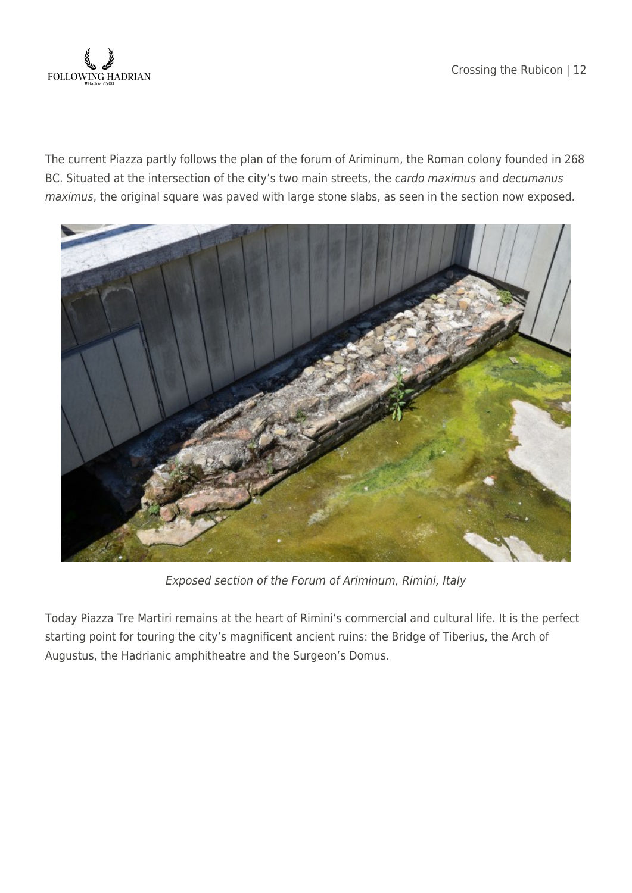The current Piazza partly follows the plan of the forum of Ariminum, the Roman colony founded in 268 BC. Situated at the intersection of the city's two main streets, the *cardo maximus* and *decumanus maximus*, the original square was paved with large stone slabs, as seen in the section now exposed.

*Exposed section of the Forum of Ariminum, Rimini, Italy*

Today Piazza Tre Martiri remains at the heart of Rimini's commercial and cultural life. It is the perfect starting point for touring the city's magnificent ancient ruins: the Bridge of Tiberius, the Arch of Augustus, the Hadrianic amphitheatre and the Surgeon's Domus.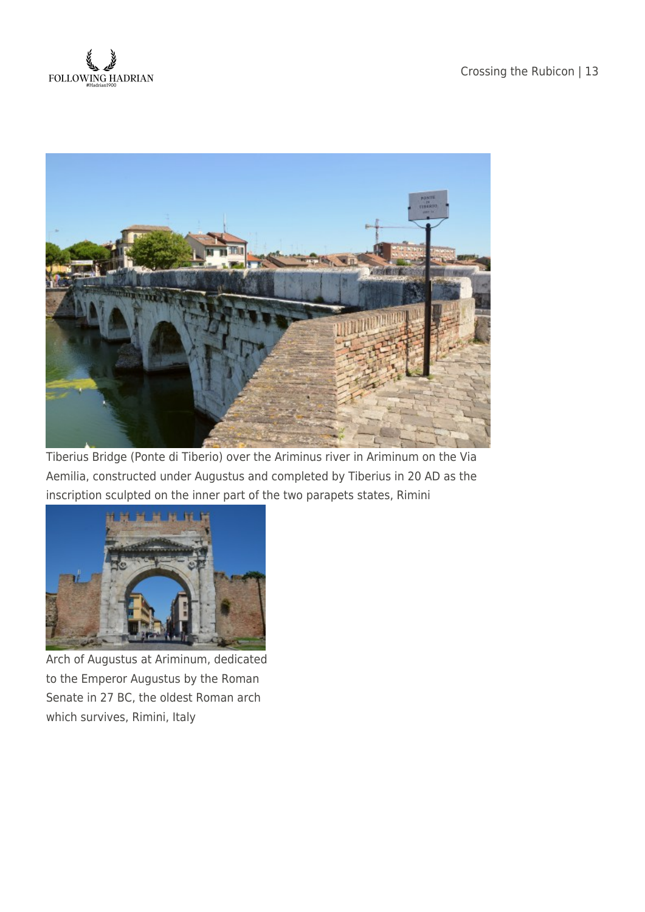Tiberius Bridge (Ponte di Tiberio) over the Ariminus river in Ariminum on the Via Aemilia, constructed under Augustus and completed by Tiberius in 20 AD as the inscription sculpted on the inner part of the two parapets states, Rimini

Arch of Augustus at Ariminum, dedicated to the Emperor Augustus by the Roman Senate in 27 BC, the oldest Roman arch which survives, Rimini, Italy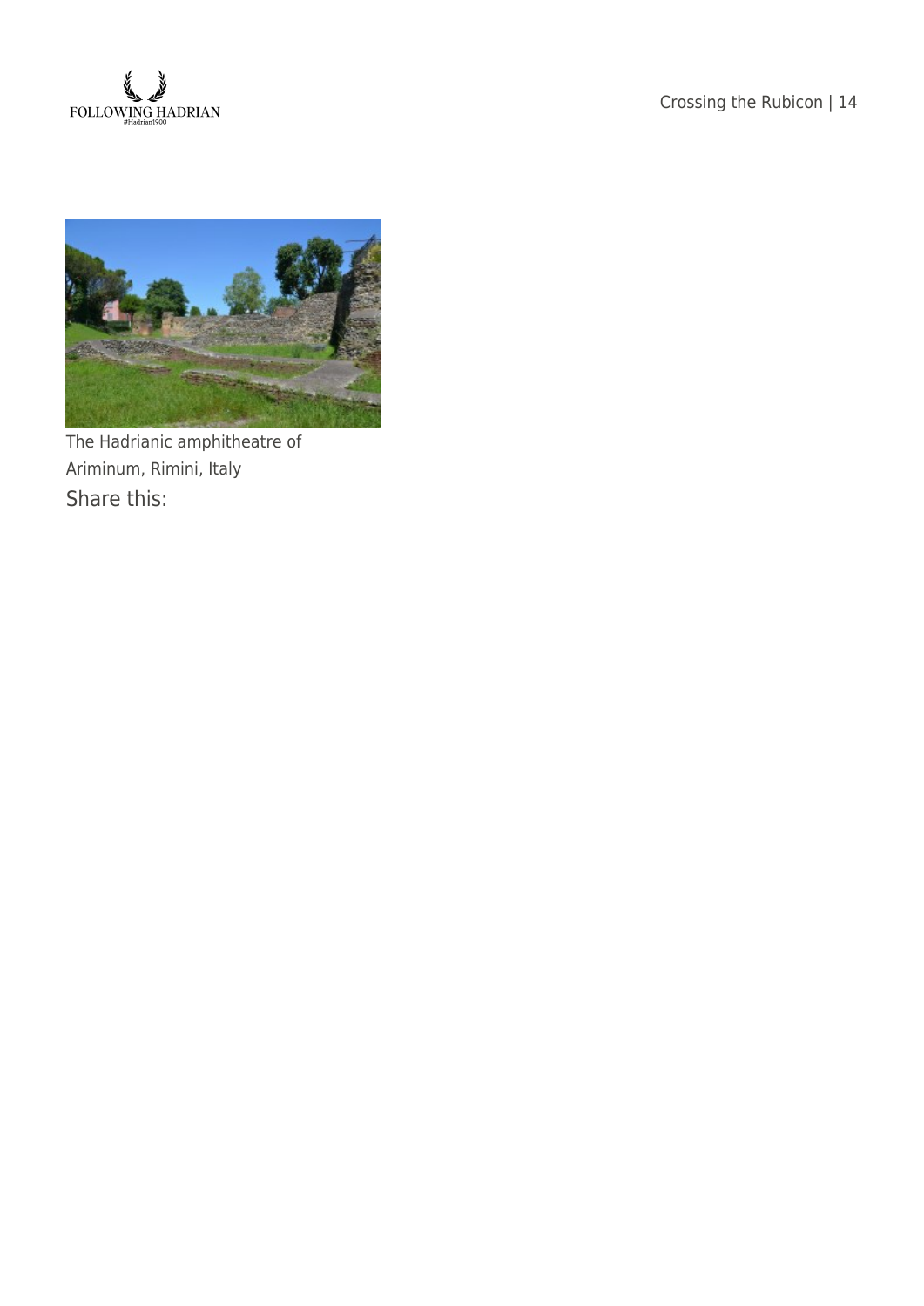The Hadrianic amphitheatre of Ariminum, Rimini, Italy

Share this: